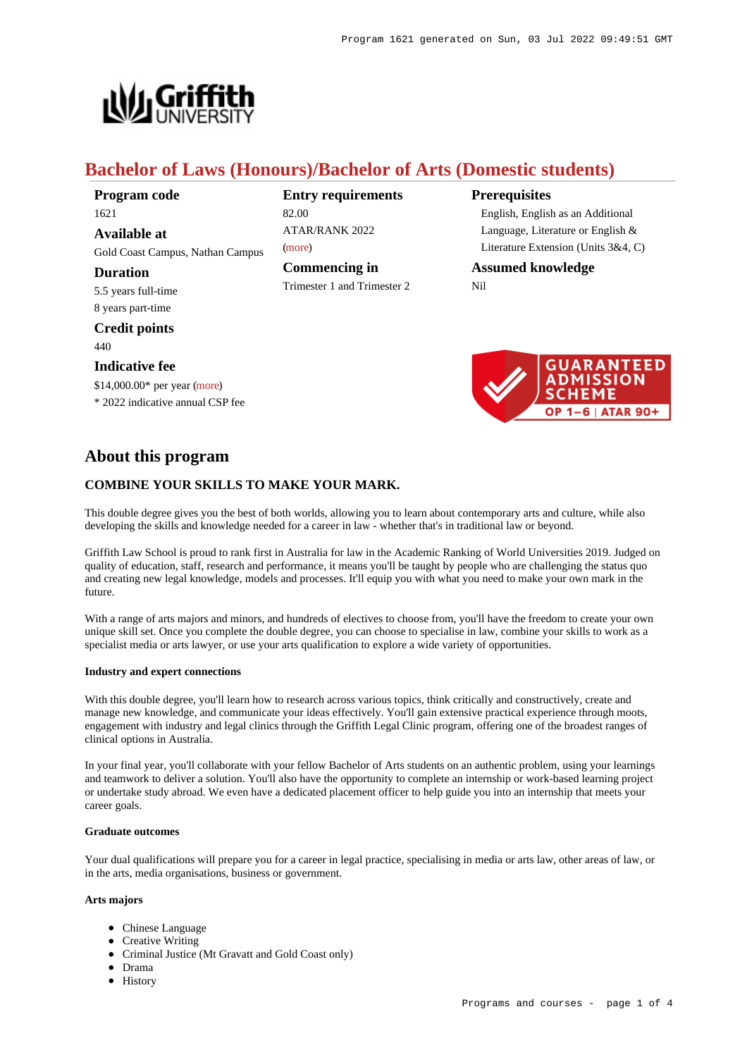# Bachelor of Laws (Honours)/Bachelor of Arts (Domestic students)

**Program code**
1621

**Available at**
Gold Coast Campus, Nathan Campus

**Duration**
5.5 years full-time
8 years part-time

**Credit points**
440

**Indicative fee**
$14,000.00* per year (more)
* 2022 indicative annual CSP fee

**Entry requirements**
82.00
ATAR/RANK 2022
(more)

**Commencing in**
Trimester 1 and Trimester 2

**Prerequisites**
English, English as an Additional Language, Literature or English & Literature Extension (Units 3&4, C)

**Assumed knowledge**
Nil

GUARANTEED ADMISSION SCHEME
OP 1–6 | ATAR 90+

## About this program

### COMBINE YOUR SKILLS TO MAKE YOUR MARK.

This double degree gives you the best of both worlds, allowing you to learn about contemporary arts and culture, while also developing the skills and knowledge needed for a career in law - whether that's in traditional law or beyond.

Griffith Law School is proud to rank first in Australia for law in the Academic Ranking of World Universities 2019. Judged on quality of education, staff, research and performance, it means you'll be taught by people who are challenging the status quo and creating new legal knowledge, models and processes. It'll equip you with what you need to make your own mark in the future.

With a range of arts majors and minors, and hundreds of electives to choose from, you'll have the freedom to create your own unique skill set. Once you complete the double degree, you can choose to specialise in law, combine your skills to work as a specialist media or arts lawyer, or use your arts qualification to explore a wide variety of opportunities.

#### Industry and expert connections

With this double degree, you'll learn how to research across various topics, think critically and constructively, create and manage new knowledge, and communicate your ideas effectively. You'll gain extensive practical experience through moots, engagement with industry and legal clinics through the Griffith Legal Clinic program, offering one of the broadest ranges of clinical options in Australia.

In your final year, you'll collaborate with your fellow Bachelor of Arts students on an authentic problem, using your learnings and teamwork to deliver a solution. You'll also have the opportunity to complete an internship or work-based learning project or undertake study abroad. We even have a dedicated placement officer to help guide you into an internship that meets your career goals.

#### Graduate outcomes

Your dual qualifications will prepare you for a career in legal practice, specialising in media or arts law, other areas of law, or in the arts, media organisations, business or government.

#### Arts majors

- Chinese Language
- Creative Writing
- Criminal Justice (Mt Gravatt and Gold Coast only)
- Drama
- History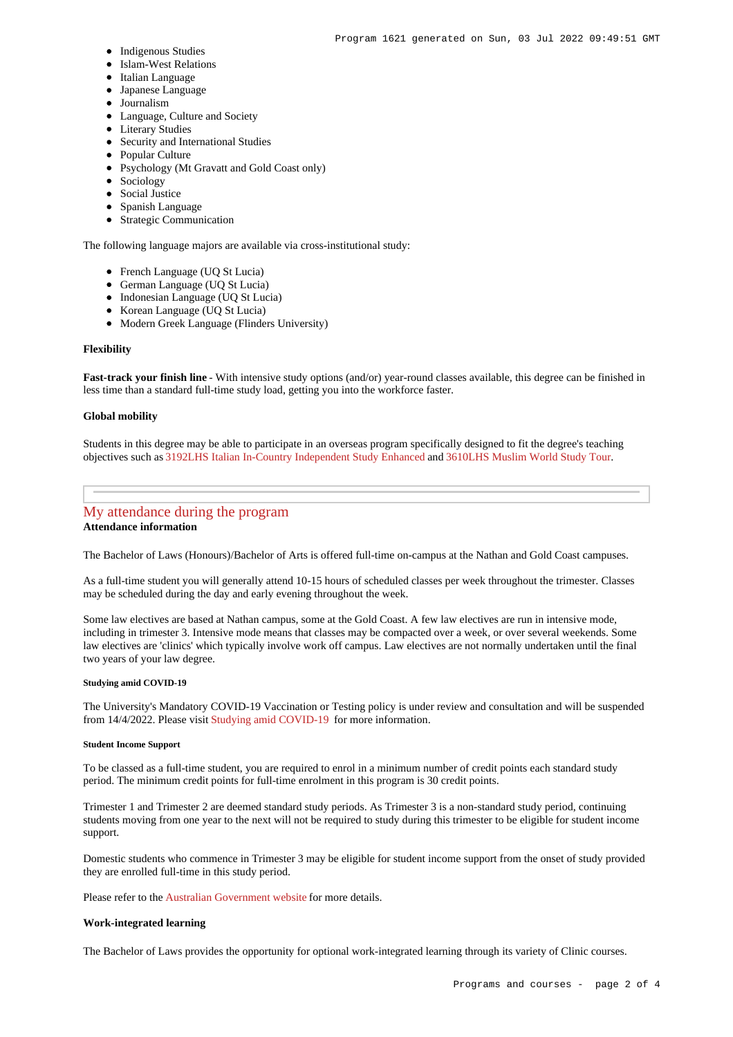- Indigenous Studies
- Islam-West Relations
- Italian Language
- Japanese Language
- Journalism
- Language, Culture and Society
- Literary Studies
- Security and International Studies
- Popular Culture
- Psychology (Mt Gravatt and Gold Coast only)
- Sociology
- Social Justice
- Spanish Language
- Strategic Communication

The following language majors are available via cross-institutional study:

- French Language (UQ St Lucia)
- German Language (UQ St Lucia)
- Indonesian Language (UQ St Lucia)
- Korean Language (UQ St Lucia)
- Modern Greek Language (Flinders University)

**Flexibility**

**Fast-track your finish line** - With intensive study options (and/or) year-round classes available, this degree can be finished in less time than a standard full-time study load, getting you into the workforce faster.

**Global mobility**

Students in this degree may be able to participate in an overseas program specifically designed to fit the degree's teaching objectives such as 3192LHS Italian In-Country Independent Study Enhanced and 3610LHS Muslim World Study Tour.

## My attendance during the program

**Attendance information**

The Bachelor of Laws (Honours)/Bachelor of Arts is offered full-time on-campus at the Nathan and Gold Coast campuses.

As a full-time student you will generally attend 10-15 hours of scheduled classes per week throughout the trimester. Classes may be scheduled during the day and early evening throughout the week.

Some law electives are based at Nathan campus, some at the Gold Coast. A few law electives are run in intensive mode, including in trimester 3. Intensive mode means that classes may be compacted over a week, or over several weekends. Some law electives are 'clinics' which typically involve work off campus. Law electives are not normally undertaken until the final two years of your law degree.

##### Studying amid COVID-19

The University's Mandatory COVID-19 Vaccination or Testing policy is under review and consultation and will be suspended from 14/4/2022. Please visit Studying amid COVID-19 for more information.

##### Student Income Support

To be classed as a full-time student, you are required to enrol in a minimum number of credit points each standard study period. The minimum credit points for full-time enrolment in this program is 30 credit points.

Trimester 1 and Trimester 2 are deemed standard study periods. As Trimester 3 is a non-standard study period, continuing students moving from one year to the next will not be required to study during this trimester to be eligible for student income support.

Domestic students who commence in Trimester 3 may be eligible for student income support from the onset of study provided they are enrolled full-time in this study period.

Please refer to the Australian Government website for more details.

**Work-integrated learning**

The Bachelor of Laws provides the opportunity for optional work-integrated learning through its variety of Clinic courses.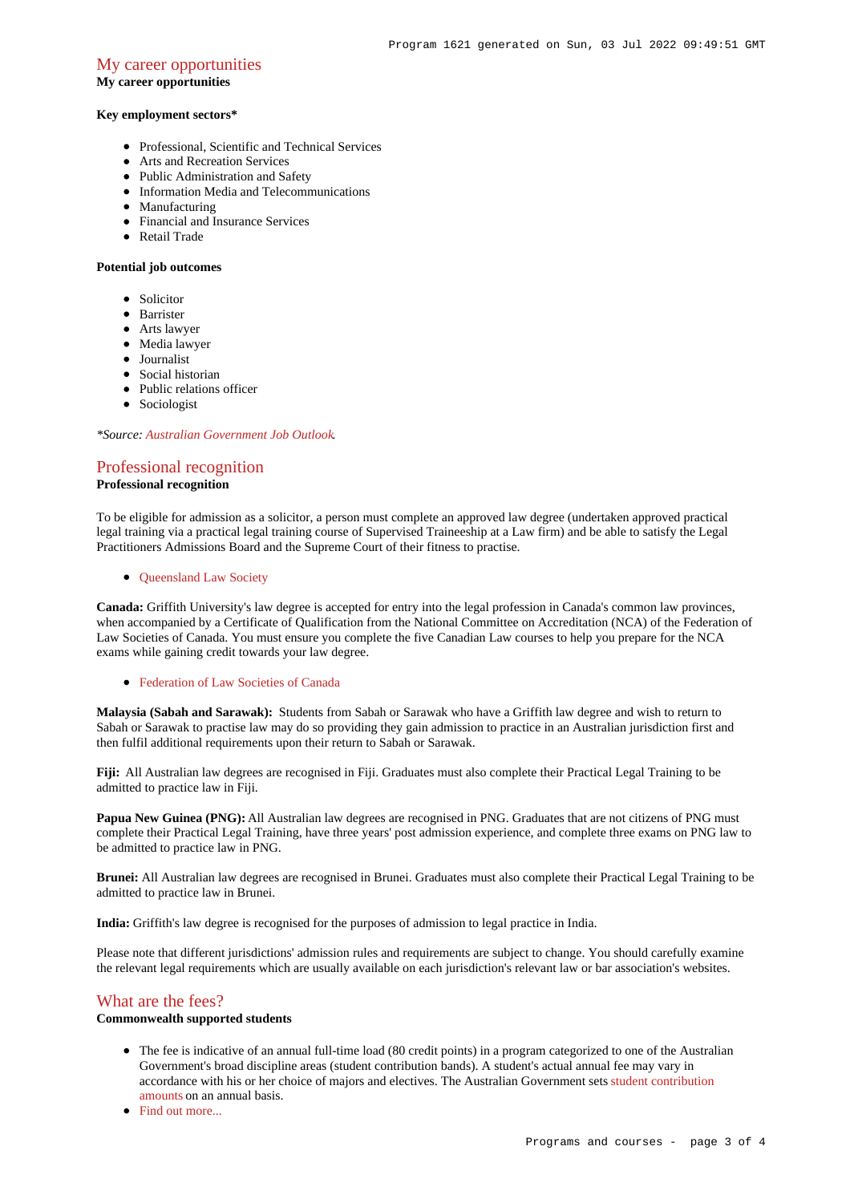## My career opportunities

**My career opportunities**

**Key employment sectors***

- Professional, Scientific and Technical Services
- Arts and Recreation Services
- Public Administration and Safety
- Information Media and Telecommunications
- Manufacturing
- Financial and Insurance Services
- Retail Trade

**Potential job outcomes**

- Solicitor
- Barrister
- Arts lawyer
- Media lawyer
- Journalist
- Social historian
- Public relations officer
- Sociologist

*\*Source: Australian Government Job Outlook.*

## Professional recognition

**Professional recognition**

To be eligible for admission as a solicitor, a person must complete an approved law degree (undertaken approved practical legal training via a practical legal training course of Supervised Traineeship at a Law firm) and be able to satisfy the Legal Practitioners Admissions Board and the Supreme Court of their fitness to practise.

- Queensland Law Society

**Canada:** Griffith University's law degree is accepted for entry into the legal profession in Canada's common law provinces, when accompanied by a Certificate of Qualification from the National Committee on Accreditation (NCA) of the Federation of Law Societies of Canada. You must ensure you complete the five Canadian Law courses to help you prepare for the NCA exams while gaining credit towards your law degree.

- Federation of Law Societies of Canada

**Malaysia (Sabah and Sarawak):** Students from Sabah or Sarawak who have a Griffith law degree and wish to return to Sabah or Sarawak to practise law may do so providing they gain admission to practice in an Australian jurisdiction first and then fulfil additional requirements upon their return to Sabah or Sarawak.

**Fiji:** All Australian law degrees are recognised in Fiji. Graduates must also complete their Practical Legal Training to be admitted to practice law in Fiji.

**Papua New Guinea (PNG):** All Australian law degrees are recognised in PNG. Graduates that are not citizens of PNG must complete their Practical Legal Training, have three years' post admission experience, and complete three exams on PNG law to be admitted to practice law in PNG.

**Brunei:** All Australian law degrees are recognised in Brunei. Graduates must also complete their Practical Legal Training to be admitted to practice law in Brunei.

**India:** Griffith's law degree is recognised for the purposes of admission to legal practice in India.

Please note that different jurisdictions' admission rules and requirements are subject to change. You should carefully examine the relevant legal requirements which are usually available on each jurisdiction's relevant law or bar association's websites.

## What are the fees?

**Commonwealth supported students**

- The fee is indicative of an annual full-time load (80 credit points) in a program categorized to one of the Australian Government's broad discipline areas (student contribution bands). A student's actual annual fee may vary in accordance with his or her choice of majors and electives. The Australian Government sets student contribution amounts on an annual basis.
- Find out more...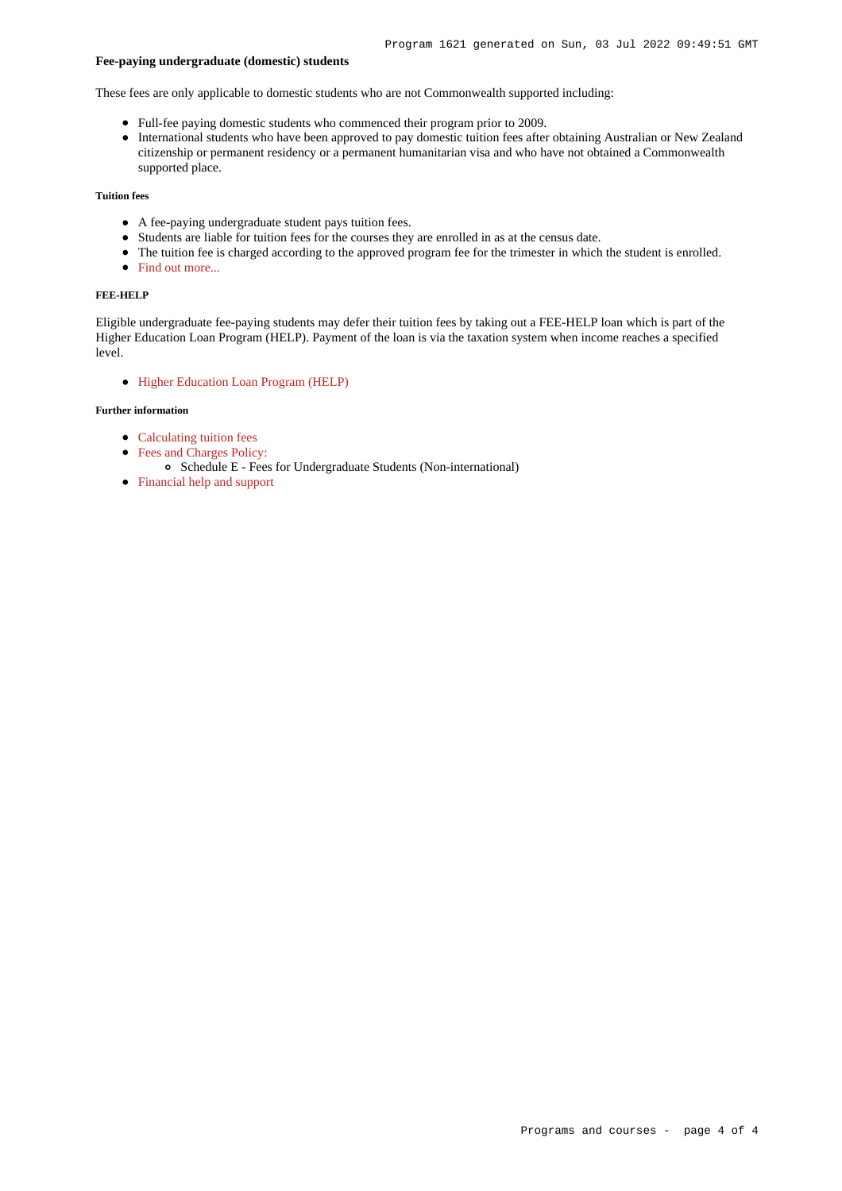### Fee-paying undergraduate (domestic) students

These fees are only applicable to domestic students who are not Commonwealth supported including:

- Full-fee paying domestic students who commenced their program prior to 2009.
- International students who have been approved to pay domestic tuition fees after obtaining Australian or New Zealand citizenship or permanent residency or a permanent humanitarian visa and who have not obtained a Commonwealth supported place.

#### Tuition fees

- A fee-paying undergraduate student pays tuition fees.
- Students are liable for tuition fees for the courses they are enrolled in as at the census date.
- The tuition fee is charged according to the approved program fee for the trimester in which the student is enrolled.
- Find out more...

#### FEE-HELP

Eligible undergraduate fee-paying students may defer their tuition fees by taking out a FEE-HELP loan which is part of the Higher Education Loan Program (HELP). Payment of the loan is via the taxation system when income reaches a specified level.

- Higher Education Loan Program (HELP)

#### Further information

- Calculating tuition fees
- Fees and Charges Policy:
  - Schedule E - Fees for Undergraduate Students (Non-international)
- Financial help and support